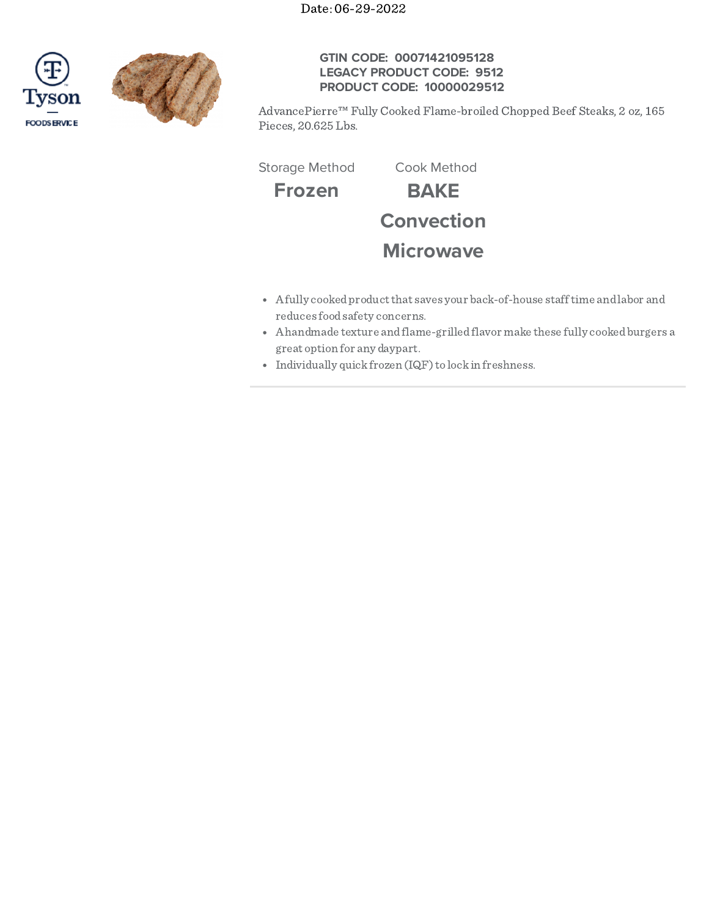Date: 06-29-2022

**GTIN CODE: 00071421095128**
**LEGACY PRODUCT CODE: 9512**
**PRODUCT CODE: 10000029512**

AdvancePierre™ Fully Cooked Flame-broiled Chopped Beef Steaks, 2 oz, 165 Pieces, 20.625 Lbs.

| Storage Method | Cook Method |
| --- | --- |
| **Frozen** | **BAKE** |
| | **Convection** |
| | **Microwave** |

- A fully cooked product that saves your back-of-house staff time and labor and reduces food safety concerns.
- A handmade texture and flame-grilled flavor make these fully cooked burgers a great option for any daypart.
- Individually quick frozen (IQF) to lock in freshness.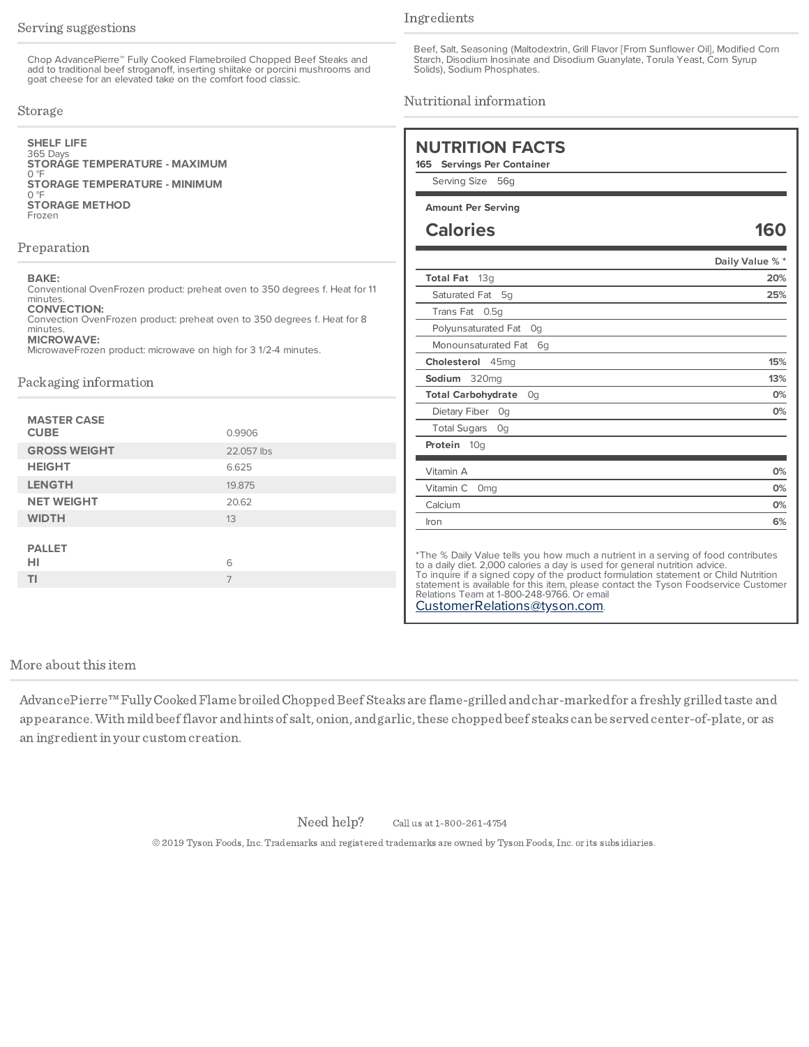## Serving suggestions

Chop AdvancePierre™ Fully Cooked Flamebroiled Chopped Beef Steaks and add to traditional beef stroganoff, inserting shiitake or porcini mushrooms and goat cheese for an elevated take on the comfort food classic.

## Storage

**SHELF LIFE**
365 Days
**STORAGE TEMPERATURE - MAXIMUM**
0 °F
**STORAGE TEMPERATURE - MINIMUM**
0 °F
**STORAGE METHOD**
Frozen

## Preparation

**BAKE:**
Conventional OvenFrozen product: preheat oven to 350 degrees f. Heat for 11 minutes.
**CONVECTION:**
Convection OvenFrozen product: preheat oven to 350 degrees f. Heat for 8 minutes.
**MICROWAVE:**
MicrowaveFrozen product: microwave on high for 3 1/2-4 minutes.

## Packaging information

| | |
|---|---|
| **MASTER CASE** | |
| **CUBE** | 0.9906 |
| **GROSS WEIGHT** | 22.057 lbs |
| **HEIGHT** | 6.625 |
| **LENGTH** | 19.875 |
| **NET WEIGHT** | 20.62 |
| **WIDTH** | 13 |

| | |
|---|---|
| **PALLET** | |
| **HI** | 6 |
| **TI** | 7 |

## Ingredients

Beef, Salt, Seasoning (Maltodextrin, Grill Flavor [From Sunflower Oil], Modified Corn Starch, Disodium Inosinate and Disodium Guanylate, Torula Yeast, Corn Syrup Solids), Sodium Phosphates.

## Nutritional information

**NUTRITION FACTS**

**165 Servings Per Container**

Serving Size 56g

**Amount Per Serving**

**Calories 160**

| | Daily Value % * |
|---|---|
| **Total Fat** 13g | **20%** |
| Saturated Fat 5g | **25%** |
| Trans Fat 0.5g | |
| Polyunsaturated Fat 0g | |
| Monounsaturated Fat 6g | |
| **Cholesterol** 45mg | **15%** |
| **Sodium** 320mg | **13%** |
| **Total Carbohydrate** 0g | **0%** |
| Dietary Fiber 0g | **0%** |
| Total Sugars 0g | |
| **Protein** 10g | |
| Vitamin A | **0%** |
| Vitamin C 0mg | **0%** |
| Calcium | **0%** |
| Iron | **6%** |

*The % Daily Value tells you how much a nutrient in a serving of food contributes to a daily diet. 2,000 calories a day is used for general nutrition advice.
To inquire if a signed copy of the product formulation statement or Child Nutrition statement is available for this item, please contact the Tyson Foodservice Customer Relations Team at 1-800-248-9766. Or email CustomerRelations@tyson.com.

## More about this item

AdvancePierre™ Fully Cooked Flame broiled Chopped Beef Steaks are flame-grilled and char-marked for a freshly grilled taste and appearance. With mild beef flavor and hints of salt, onion, and garlic, these chopped beef steaks can be served center-of-plate, or as an ingredient in your custom creation.

Need help? Call us at 1-800-261-4754

© 2019 Tyson Foods, Inc. Trademarks and registered trademarks are owned by Tyson Foods, Inc. or its subsidiaries.